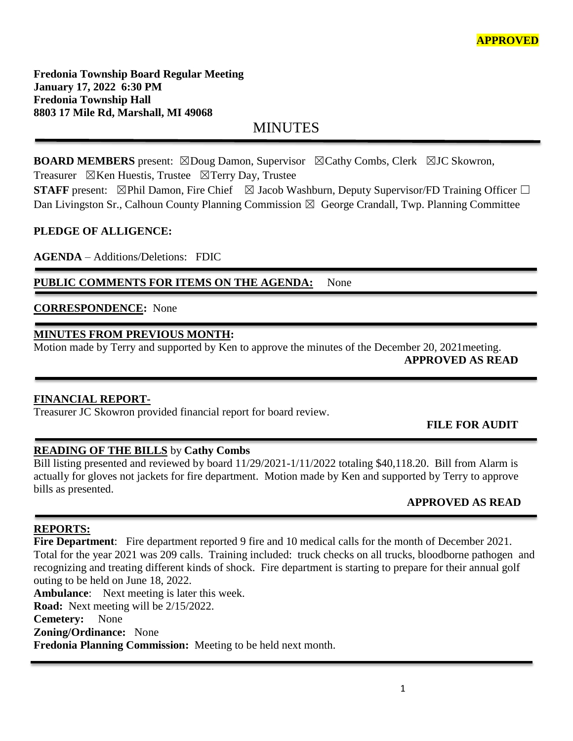**APPROVED**

**Fredonia Township Board Regular Meeting**
**January 17, 2022 6:30 PM**
**Fredonia Township Hall**
**8803 17 Mile Rd, Marshall, MI 49068**

# MINUTES

**BOARD MEMBERS** present: ☒Doug Damon, Supervisor ☒Cathy Combs, Clerk ☒JC Skowron, Treasurer ☒Ken Huestis, Trustee ☒Terry Day, Trustee
**STAFF** present: ☒Phil Damon, Fire Chief ☒ Jacob Washburn, Deputy Supervisor/FD Training Officer ☐ Dan Livingston Sr., Calhoun County Planning Commission ☒ George Crandall, Twp. Planning Committee

**PLEDGE OF ALLIGENCE:**

**AGENDA** – Additions/Deletions: FDIC

**PUBLIC COMMENTS FOR ITEMS ON THE AGENDA:** None

**CORRESPONDENCE:** None

**MINUTES FROM PREVIOUS MONTH:**
Motion made by Terry and supported by Ken to approve the minutes of the December 20, 2021meeting.
**APPROVED AS READ**

**FINANCIAL REPORT-**
Treasurer JC Skowron provided financial report for board review.
**FILE FOR AUDIT**

**READING OF THE BILLS** by **Cathy Combs**
Bill listing presented and reviewed by board 11/29/2021-1/11/2022 totaling $40,118.20. Bill from Alarm is actually for gloves not jackets for fire department. Motion made by Ken and supported by Terry to approve bills as presented.
**APPROVED AS READ**

**REPORTS:**
**Fire Department**: Fire department reported 9 fire and 10 medical calls for the month of December 2021. Total for the year 2021 was 209 calls. Training included: truck checks on all trucks, bloodborne pathogen and recognizing and treating different kinds of shock. Fire department is starting to prepare for their annual golf outing to be held on June 18, 2022.
**Ambulance**: Next meeting is later this week.
**Road:** Next meeting will be 2/15/2022.
**Cemetery:** None
**Zoning/Ordinance:** None
**Fredonia Planning Commission:** Meeting to be held next month.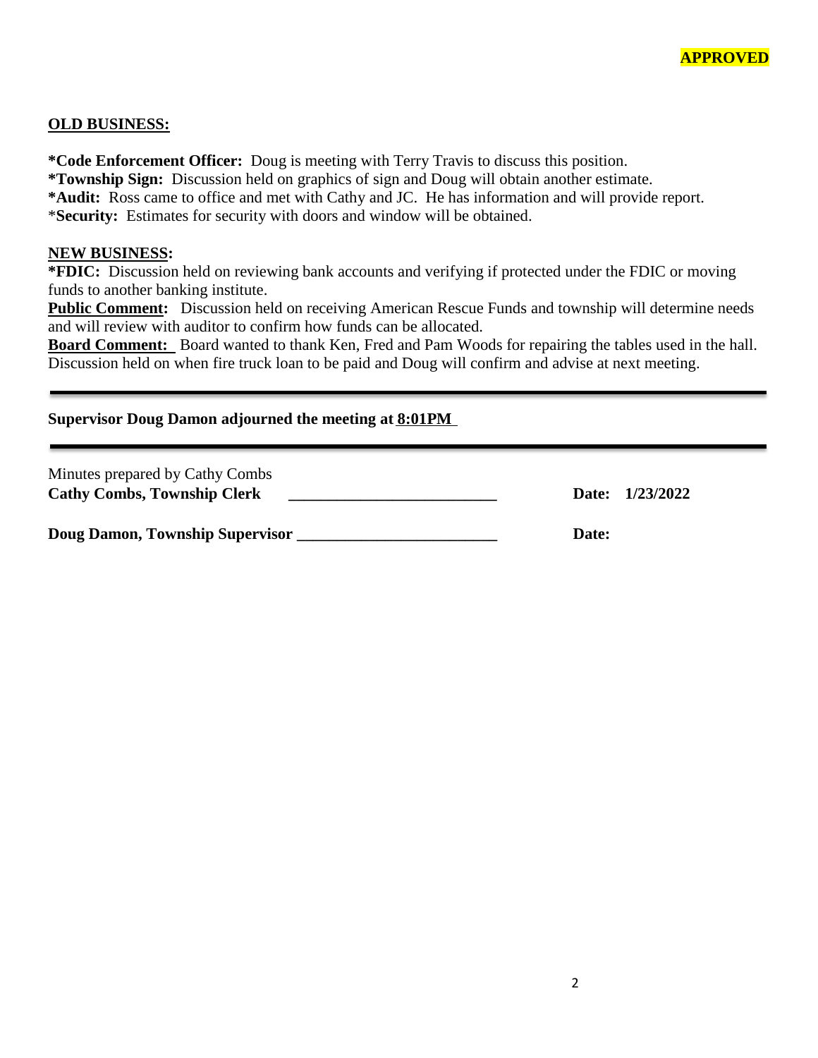**APPROVED**

**OLD BUSINESS:**

***Code Enforcement Officer:** Doug is meeting with Terry Travis to discuss this position.
***Township Sign:** Discussion held on graphics of sign and Doug will obtain another estimate.
***Audit:** Ross came to office and met with Cathy and JC. He has information and will provide report.
***Security:** Estimates for security with doors and window will be obtained.

**NEW BUSINESS:**

***FDIC:** Discussion held on reviewing bank accounts and verifying if protected under the FDIC or moving funds to another banking institute.
**Public Comment:** Discussion held on receiving American Rescue Funds and township will determine needs and will review with auditor to confirm how funds can be allocated.
**Board Comment:** Board wanted to thank Ken, Fred and Pam Woods for repairing the tables used in the hall. Discussion held on when fire truck loan to be paid and Doug will confirm and advise at next meeting.

---

**Supervisor Doug Damon adjourned the meeting at 8:01PM**

---

Minutes prepared by Cathy Combs
**Cathy Combs, Township Clerk** \_\_\_\_\_\_\_\_\_\_\_\_\_\_\_\_\_\_\_\_\_\_\_\_\_\_ **Date: 1/23/2022**

**Doug Damon, Township Supervisor** \_\_\_\_\_\_\_\_\_\_\_\_\_\_\_\_\_\_\_\_\_\_\_\_\_ **Date:**